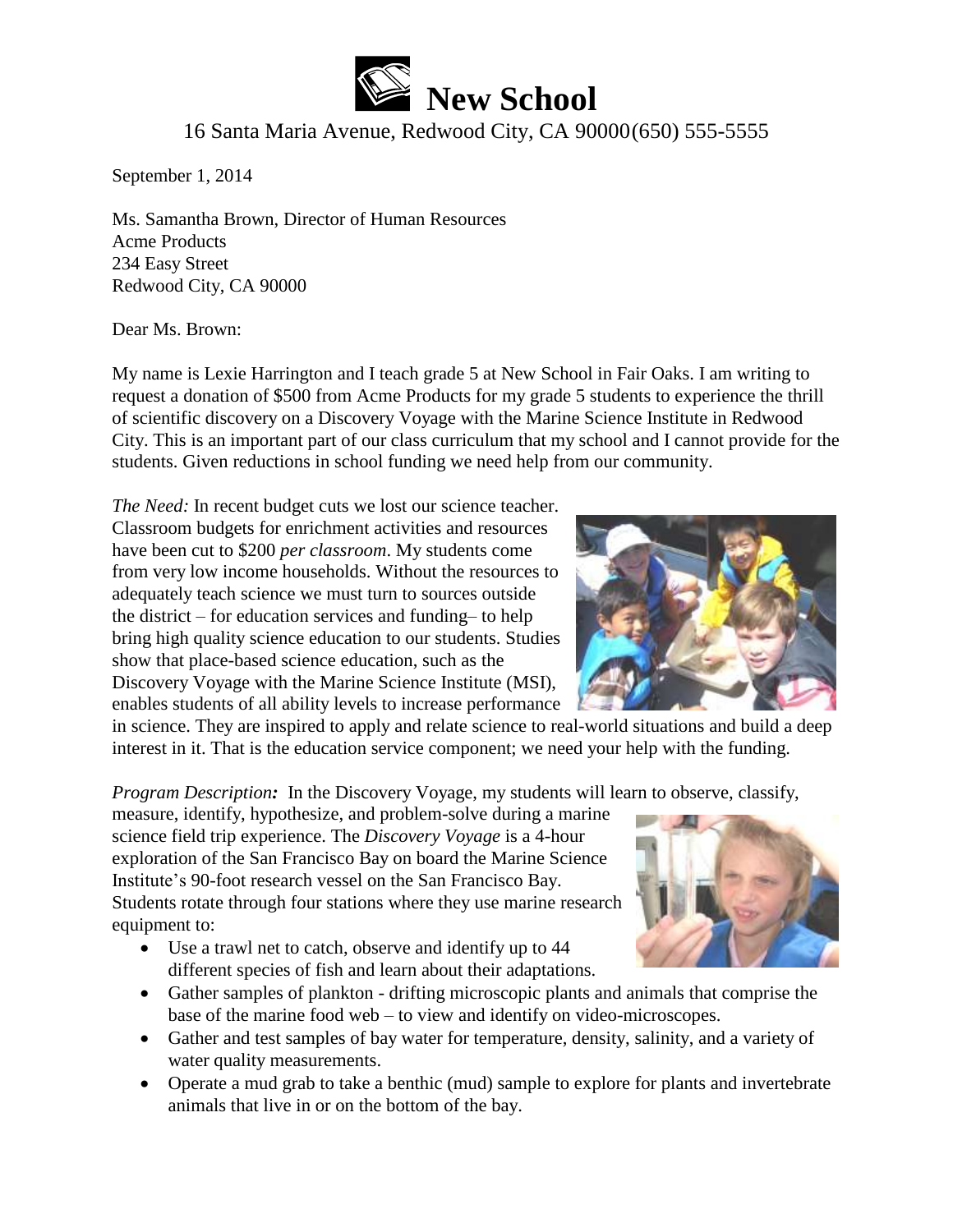# New School

16 Santa Maria Avenue, Redwood City, CA 90000(650) 555-5555

September 1, 2014

Ms. Samantha Brown, Director of Human Resources
Acme Products
234 Easy Street
Redwood City, CA 90000

Dear Ms. Brown:

My name is Lexie Harrington and I teach grade 5 at New School in Fair Oaks. I am writing to request a donation of $500 from Acme Products for my grade 5 students to experience the thrill of scientific discovery on a Discovery Voyage with the Marine Science Institute in Redwood City. This is an important part of our class curriculum that my school and I cannot provide for the students. Given reductions in school funding we need help from our community.

*The Need:* In recent budget cuts we lost our science teacher. Classroom budgets for enrichment activities and resources have been cut to $200 *per classroom*. My students come from very low income households. Without the resources to adequately teach science we must turn to sources outside the district – for education services and funding– to help bring high quality science education to our students. Studies show that place-based science education, such as the Discovery Voyage with the Marine Science Institute (MSI), enables students of all ability levels to increase performance in science. They are inspired to apply and relate science to real-world situations and build a deep interest in it. That is the education service component; we need your help with the funding.

***Program Description:*** In the Discovery Voyage, my students will learn to observe, classify, measure, identify, hypothesize, and problem-solve during a marine science field trip experience. The *Discovery Voyage* is a 4-hour exploration of the San Francisco Bay on board the Marine Science Institute's 90-foot research vessel on the San Francisco Bay. Students rotate through four stations where they use marine research equipment to:

- Use a trawl net to catch, observe and identify up to 44 different species of fish and learn about their adaptations.
- Gather samples of plankton - drifting microscopic plants and animals that comprise the base of the marine food web – to view and identify on video-microscopes.
- Gather and test samples of bay water for temperature, density, salinity, and a variety of water quality measurements.
- Operate a mud grab to take a benthic (mud) sample to explore for plants and invertebrate animals that live in or on the bottom of the bay.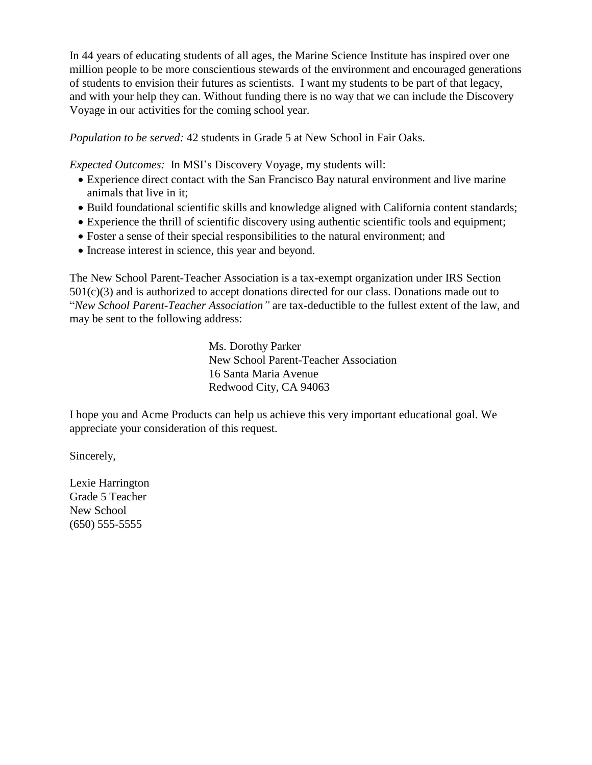In 44 years of educating students of all ages, the Marine Science Institute has inspired over one million people to be more conscientious stewards of the environment and encouraged generations of students to envision their futures as scientists. I want my students to be part of that legacy, and with your help they can. Without funding there is no way that we can include the Discovery Voyage in our activities for the coming school year.

*Population to be served:* 42 students in Grade 5 at New School in Fair Oaks.

*Expected Outcomes:* In MSI's Discovery Voyage, my students will:

- Experience direct contact with the San Francisco Bay natural environment and live marine animals that live in it;
- Build foundational scientific skills and knowledge aligned with California content standards;
- Experience the thrill of scientific discovery using authentic scientific tools and equipment;
- Foster a sense of their special responsibilities to the natural environment; and
- Increase interest in science, this year and beyond.

The New School Parent-Teacher Association is a tax-exempt organization under IRS Section 501(c)(3) and is authorized to accept donations directed for our class. Donations made out to "*New School Parent-Teacher Association"* are tax-deductible to the fullest extent of the law, and may be sent to the following address:

Ms. Dorothy Parker
New School Parent-Teacher Association
16 Santa Maria Avenue
Redwood City, CA 94063

I hope you and Acme Products can help us achieve this very important educational goal. We appreciate your consideration of this request.

Sincerely,

Lexie Harrington
Grade 5 Teacher
New School
(650) 555-5555